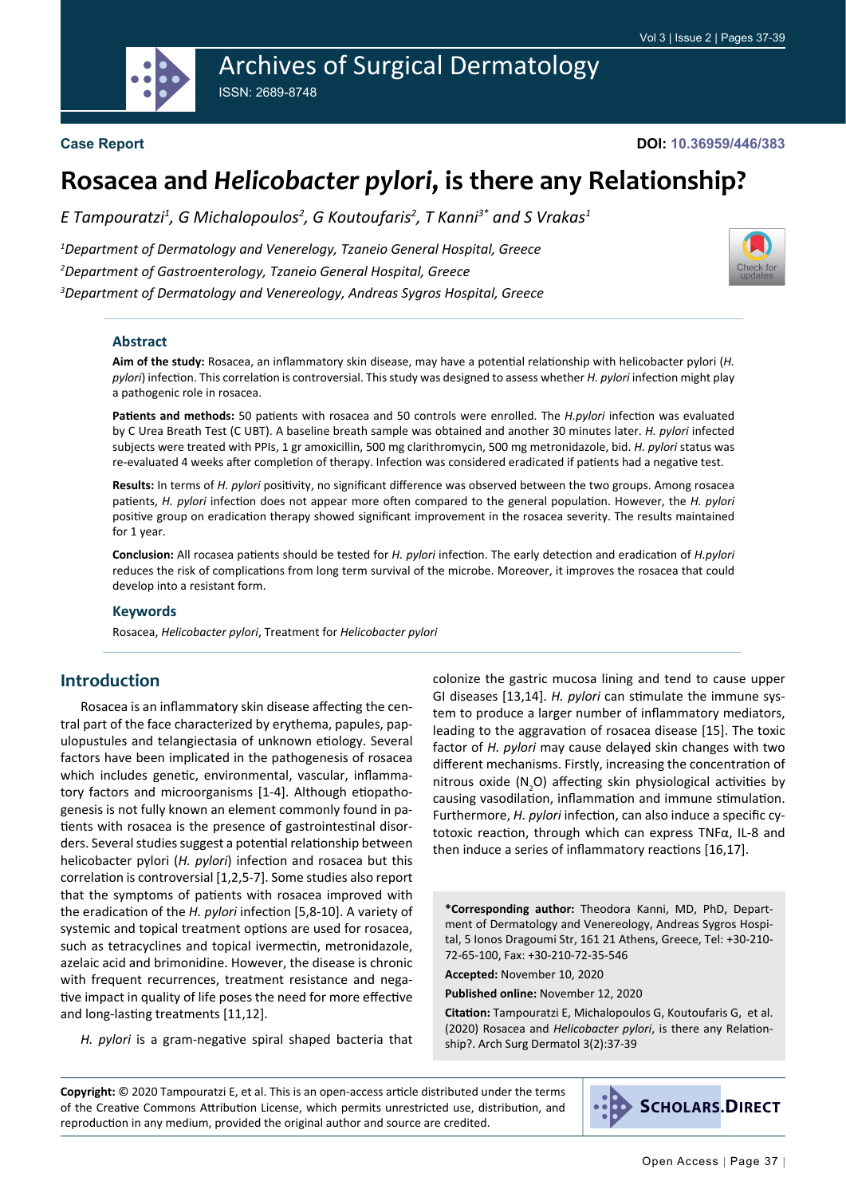Case Report

DOI: 10.36959/446/383

# Rosacea and *Helicobacter pylori*, is there any Relationship?

*E Tampouratzi[1], G Michalopoulos[2], G Koutoufaris[2], T Kanni[3]* and S Vrakas[1]*

[1]*Department of Dermatology and Venerelogy, Tzaneio General Hospital, Greece*

[2]*Department of Gastroenterology, Tzaneio General Hospital, Greece*

[3]*Department of Dermatology and Venereology, Andreas Sygros Hospital, Greece*

## Abstract

**Aim of the study:** Rosacea, an inflammatory skin disease, may have a potential relationship with helicobacter pylori (*H. pylori*) infection. This correlation is controversial. This study was designed to assess whether *H. pylori* infection might play a pathogenic role in rosacea.

**Patients and methods:** 50 patients with rosacea and 50 controls were enrolled. The *H.pylori* infection was evaluated by C Urea Breath Test (C UBT). A baseline breath sample was obtained and another 30 minutes later. *H. pylori* infected subjects were treated with PPIs, 1 gr amoxicillin, 500 mg clarithromycin, 500 mg metronidazole, bid. *H. pylori* status was re-evaluated 4 weeks after completion of therapy. Infection was considered eradicated if patients had a negative test.

**Results:** In terms of *H. pylori* positivity, no significant difference was observed between the two groups. Among rosacea patients, *H. pylori* infection does not appear more often compared to the general population. However, the *H. pylori* positive group on eradication therapy showed significant improvement in the rosacea severity. The results maintained for 1 year.

**Conclusion:** All rocasea patients should be tested for *H. pylori* infection. The early detection and eradication of *H.pylori* reduces the risk of complications from long term survival of the microbe. Moreover, it improves the rosacea that could develop into a resistant form.

### Keywords

Rosacea, *Helicobacter pylori*, Treatment for *Helicobacter pylori*

## Introduction

Rosacea is an inflammatory skin disease affecting the central part of the face characterized by erythema, papules, papulopustules and telangiectasia of unknown etiology. Several factors have been implicated in the pathogenesis of rosacea which includes genetic, environmental, vascular, inflammatory factors and microorganisms [1-4]. Although etiopathogenesis is not fully known an element commonly found in patients with rosacea is the presence of gastrointestinal disorders. Several studies suggest a potential relationship between helicobacter pylori (*H. pylori*) infection and rosacea but this correlation is controversial [1,2,5-7]. Some studies also report that the symptoms of patients with rosacea improved with the eradication of the *H. pylori* infection [5,8-10]. A variety of systemic and topical treatment options are used for rosacea, such as tetracyclines and topical ivermectin, metronidazole, azelaic acid and brimonidine. However, the disease is chronic with frequent recurrences, treatment resistance and negative impact in quality of life poses the need for more effective and long-lasting treatments [11,12].

*H. pylori* is a gram-negative spiral shaped bacteria that colonize the gastric mucosa lining and tend to cause upper GI diseases [13,14]. *H. pylori* can stimulate the immune system to produce a larger number of inflammatory mediators, leading to the aggravation of rosacea disease [15]. The toxic factor of *H. pylori* may cause delayed skin changes with two different mechanisms. Firstly, increasing the concentration of nitrous oxide ($N_2O$) affecting skin physiological activities by causing vasodilation, inflammation and immune stimulation. Furthermore, *H. pylori* infection, can also induce a specific cytotoxic reaction, through which can express TNFα, IL-8 and then induce a series of inflammatory reactions [16,17].

**\*Corresponding author:** Theodora Kanni, MD, PhD, Department of Dermatology and Venereology, Andreas Sygros Hospital, 5 Ionos Dragoumi Str, 161 21 Athens, Greece, Tel: +30-210-72-65-100, Fax: +30-210-72-35-546

**Accepted:** November 10, 2020

**Published online:** November 12, 2020

**Citation:** Tampouratzi E, Michalopoulos G, Koutoufaris G, et al. (2020) Rosacea and *Helicobacter pylori*, is there any Relationship?. Arch Surg Dermatol 3(2):37-39

**Copyright:** © 2020 Tampouratzi E, et al. This is an open-access article distributed under the terms of the Creative Commons Attribution License, which permits unrestricted use, distribution, and reproduction in any medium, provided the original author and source are credited.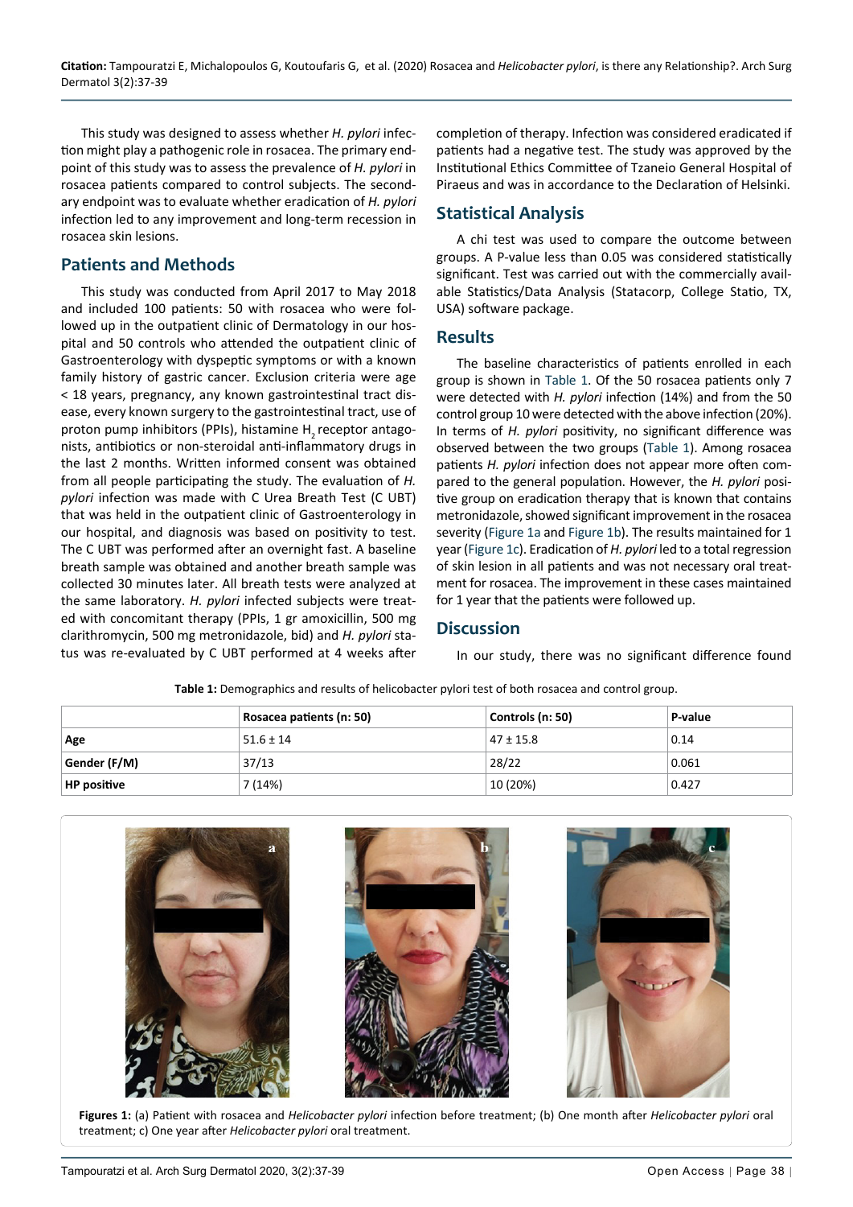This study was designed to assess whether *H. pylori* infection might play a pathogenic role in rosacea. The primary endpoint of this study was to assess the prevalence of *H. pylori* in rosacea patients compared to control subjects. The secondary endpoint was to evaluate whether eradication of *H. pylori* infection led to any improvement and long-term recession in rosacea skin lesions.

## Patients and Methods

This study was conducted from April 2017 to May 2018 and included 100 patients: 50 with rosacea who were followed up in the outpatient clinic of Dermatology in our hospital and 50 controls who attended the outpatient clinic of Gastroenterology with dyspeptic symptoms or with a known family history of gastric cancer. Exclusion criteria were age < 18 years, pregnancy, any known gastrointestinal tract disease, every known surgery to the gastrointestinal tract, use of proton pump inhibitors (PPIs), histamine $H_2$ receptor antagonists, antibiotics or non-steroidal anti-inflammatory drugs in the last 2 months. Written informed consent was obtained from all people participating the study. The evaluation of *H. pylori* infection was made with C Urea Breath Test (C UBT) that was held in the outpatient clinic of Gastroenterology in our hospital, and diagnosis was based on positivity to test. The C UBT was performed after an overnight fast. A baseline breath sample was obtained and another breath sample was collected 30 minutes later. All breath tests were analyzed at the same laboratory. *H. pylori* infected subjects were treated with concomitant therapy (PPIs, 1 gr amoxicillin, 500 mg clarithromycin, 500 mg metronidazole, bid) and *H. pylori* status was re-evaluated by C UBT performed at 4 weeks after completion of therapy. Infection was considered eradicated if patients had a negative test. The study was approved by the Institutional Ethics Committee of Tzaneio General Hospital of Piraeus and was in accordance to the Declaration of Helsinki.

## Statistical Analysis

A chi test was used to compare the outcome between groups. A P-value less than 0.05 was considered statistically significant. Test was carried out with the commercially available Statistics/Data Analysis (Statacorp, College Statio, TX, USA) software package.

## Results

The baseline characteristics of patients enrolled in each group is shown in Table 1. Of the 50 rosacea patients only 7 were detected with *H. pylori* infection (14%) and from the 50 control group 10 were detected with the above infection (20%). In terms of *H. pylori* positivity, no significant difference was observed between the two groups (Table 1). Among rosacea patients *H. pylori* infection does not appear more often compared to the general population. However, the *H. pylori* positive group on eradication therapy that is known that contains metronidazole, showed significant improvement in the rosacea severity (Figure 1a and Figure 1b). The results maintained for 1 year (Figure 1c). Eradication of *H. pylori* led to a total regression of skin lesion in all patients and was not necessary oral treatment for rosacea. The improvement in these cases maintained for 1 year that the patients were followed up.

## Discussion

In our study, there was no significant difference found

**Table 1:** Demographics and results of helicobacter pylori test of both rosacea and control group.

| | Rosacea patients (n: 50) | Controls (n: 50) | P-value |
|---|---|---|---|
| **Age** | 51.6 ± 14 | 47 ± 15.8 | 0.14 |
| **Gender (F/M)** | 37/13 | 28/22 | 0.061 |
| **HP positive** | 7 (14%) | 10 (20%) | 0.427 |

**Figures 1:** (a) Patient with rosacea and *Helicobacter pylori* infection before treatment; (b) One month after *Helicobacter pylori* oral treatment; c) One year after *Helicobacter pylori* oral treatment.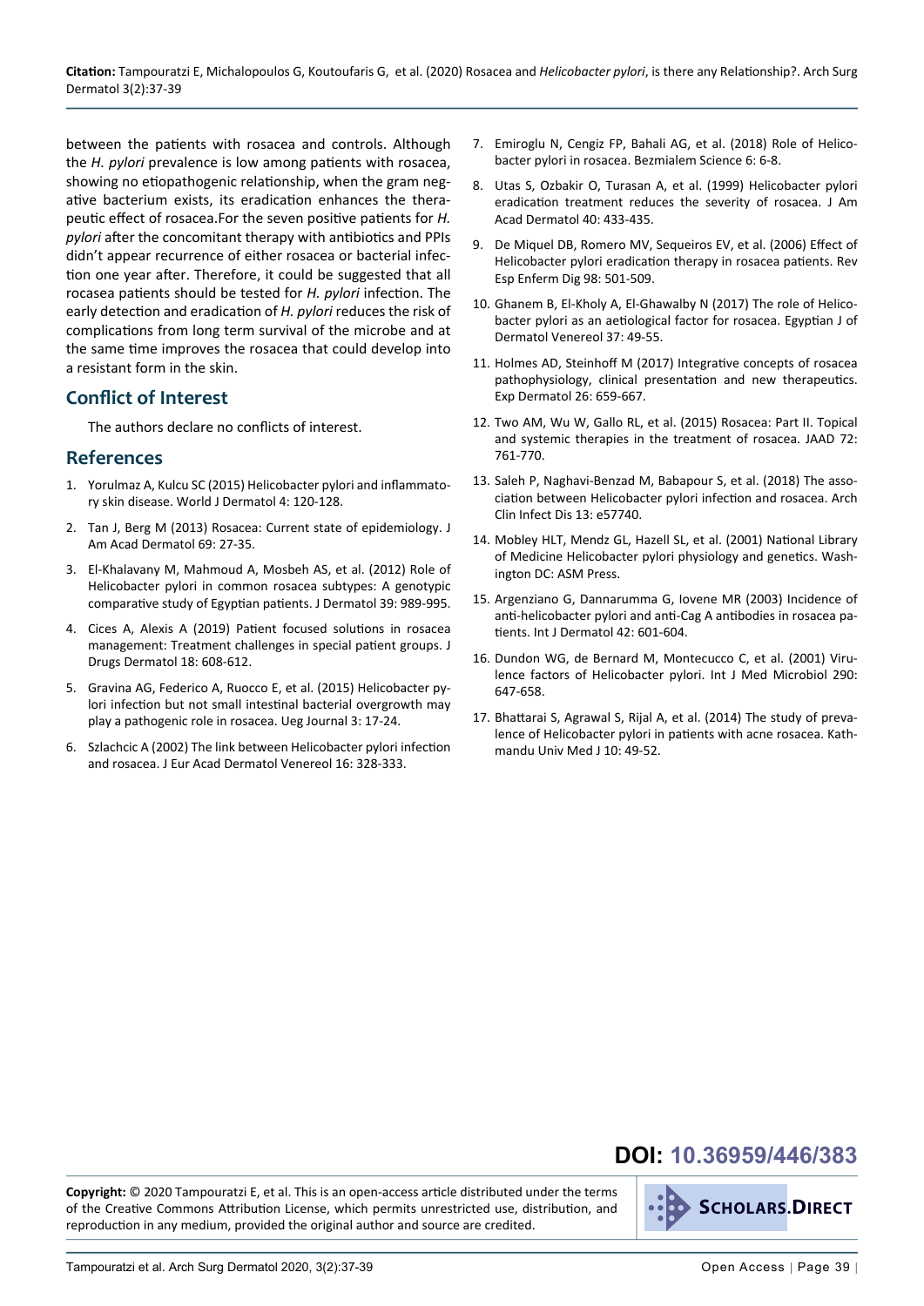between the patients with rosacea and controls. Although the *H. pylori* prevalence is low among patients with rosacea, showing no etiopathogenic relationship, when the gram negative bacterium exists, its eradication enhances the therapeutic effect of rosacea.For the seven positive patients for *H. pylori* after the concomitant therapy with antibiotics and PPIs didn't appear recurrence of either rosacea or bacterial infection one year after. Therefore, it could be suggested that all rocasea patients should be tested for *H. pylori* infection. The early detection and eradication of *H. pylori* reduces the risk of complications from long term survival of the microbe and at the same time improves the rosacea that could develop into a resistant form in the skin.

## Conflict of Interest

The authors declare no conflicts of interest.

## References

1. Yorulmaz A, Kulcu SC (2015) Helicobacter pylori and inflammatory skin disease. World J Dermatol 4: 120-128.
2. Tan J, Berg M (2013) Rosacea: Current state of epidemiology. J Am Acad Dermatol 69: 27-35.
3. El-Khalavany M, Mahmoud A, Mosbeh AS, et al. (2012) Role of Helicobacter pylori in common rosacea subtypes: A genotypic comparative study of Egyptian patients. J Dermatol 39: 989-995.
4. Cices A, Alexis A (2019) Patient focused solutions in rosacea management: Treatment challenges in special patient groups. J Drugs Dermatol 18: 608-612.
5. Gravina AG, Federico A, Ruocco E, et al. (2015) Helicobacter pylori infection but not small intestinal bacterial overgrowth may play a pathogenic role in rosacea. Ueg Journal 3: 17-24.
6. Szlachcic A (2002) The link between Helicobacter pylori infection and rosacea. J Eur Acad Dermatol Venereol 16: 328-333.
7. Emiroglu N, Cengiz FP, Bahali AG, et al. (2018) Role of Helicobacter pylori in rosacea. Bezmialem Science 6: 6-8.
8. Utas S, Ozbakir O, Turasan A, et al. (1999) Helicobacter pylori eradication treatment reduces the severity of rosacea. J Am Acad Dermatol 40: 433-435.
9. De Miquel DB, Romero MV, Sequeiros EV, et al. (2006) Effect of Helicobacter pylori eradication therapy in rosacea patients. Rev Esp Enferm Dig 98: 501-509.
10. Ghanem B, El-Kholy A, El-Ghawalby N (2017) The role of Helicobacter pylori as an aetiological factor for rosacea. Egyptian J of Dermatol Venereol 37: 49-55.
11. Holmes AD, Steinhoff M (2017) Integrative concepts of rosacea pathophysiology, clinical presentation and new therapeutics. Exp Dermatol 26: 659-667.
12. Two AM, Wu W, Gallo RL, et al. (2015) Rosacea: Part II. Topical and systemic therapies in the treatment of rosacea. JAAD 72: 761-770.
13. Saleh P, Naghavi-Benzad M, Babapour S, et al. (2018) The association between Helicobacter pylori infection and rosacea. Arch Clin Infect Dis 13: e57740.
14. Mobley HLT, Mendz GL, Hazell SL, et al. (2001) National Library of Medicine Helicobacter pylori physiology and genetics. Washington DC: ASM Press.
15. Argenziano G, Dannarumma G, Iovene MR (2003) Incidence of anti-helicobacter pylori and anti-Cag A antibodies in rosacea patients. Int J Dermatol 42: 601-604.
16. Dundon WG, de Bernard M, Montecucco C, et al. (2001) Virulence factors of Helicobacter pylori. Int J Med Microbiol 290: 647-658.
17. Bhattarai S, Agrawal S, Rijal A, et al. (2014) The study of prevalence of Helicobacter pylori in patients with acne rosacea. Kathmandu Univ Med J 10: 49-52.

**DOI: 10.36959/446/383**

**Copyright:** © 2020 Tampouratzi E, et al. This is an open-access article distributed under the terms of the Creative Commons Attribution License, which permits unrestricted use, distribution, and reproduction in any medium, provided the original author and source are credited.